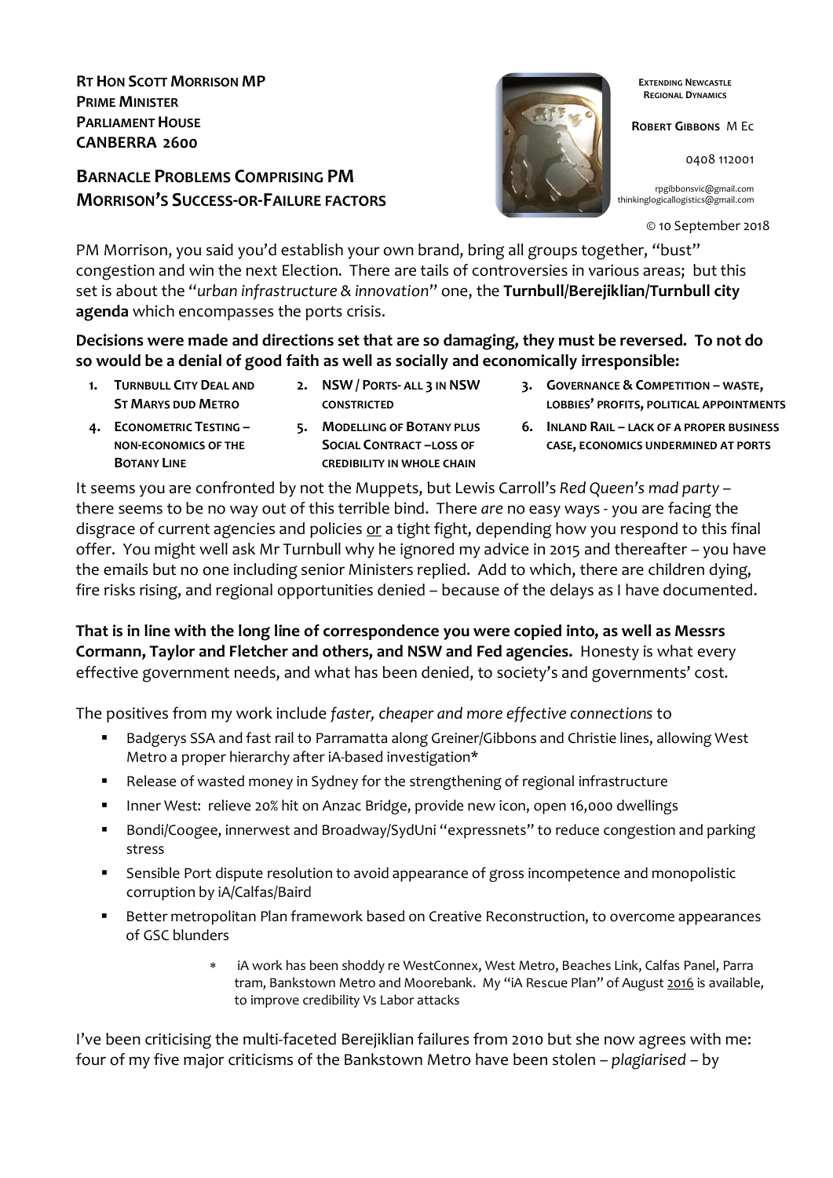**RT HON SCOTT MORRISON MP**
**PRIME MINISTER**
**PARLIAMENT HOUSE**
**CANBERRA 2600**

**EXTENDING NEWCASTLE REGIONAL DYNAMICS**

**ROBERT GIBBONS** M Ec

0408 112001

rpgibbonsvic@gmail.com
thinkinglogicallogistics@gmail.com

© 10 September 2018

## BARNACLE PROBLEMS COMPRISING PM MORRISON'S SUCCESS-OR-FAILURE FACTORS

PM Morrison, you said you'd establish your own brand, bring all groups together, "bust" congestion and win the next Election. There are tails of controversies in various areas; but this set is about the "*urban infrastructure & innovation*" one, the **Turnbull/Berejiklian/Turnbull city agenda** which encompasses the ports crisis.

**Decisions were made and directions set that are so damaging, they must be reversed. To not do so would be a denial of good faith as well as socially and economically irresponsible:**

1. **TURNBULL CITY DEAL AND ST MARYS DUD METRO**
2. **NSW / PORTS- ALL 3 IN NSW CONSTRICTED**
3. **GOVERNANCE & COMPETITION – WASTE, LOBBIES' PROFITS, POLITICAL APPOINTMENTS**
4. **ECONOMETRIC TESTING – NON-ECONOMICS OF THE BOTANY LINE**
5. **MODELLING OF BOTANY PLUS SOCIAL CONTRACT –LOSS OF CREDIBILITY IN WHOLE CHAIN**
6. **INLAND RAIL – LACK OF A PROPER BUSINESS CASE, ECONOMICS UNDERMINED AT PORTS**

It seems you are confronted by not the Muppets, but Lewis Carroll's *Red Queen's mad party* – there seems to be no way out of this terrible bind. There *are* no easy ways - you are facing the disgrace of current agencies and policies <u>or</u> a tight fight, depending how you respond to this final offer. You might well ask Mr Turnbull why he ignored my advice in 2015 and thereafter – you have the emails but no one including senior Ministers replied. Add to which, there are children dying, fire risks rising, and regional opportunities denied – because of the delays as I have documented.

**That is in line with the long line of correspondence you were copied into, as well as Messrs Cormann, Taylor and Fletcher and others, and NSW and Fed agencies.** Honesty is what every effective government needs, and what has been denied, to society's and governments' cost.

The positives from my work include *faster, cheaper and more effective connections* to

- Badgerys SSA and fast rail to Parramatta along Greiner/Gibbons and Christie lines, allowing West Metro a proper hierarchy after iA-based investigation*
- Release of wasted money in Sydney for the strengthening of regional infrastructure
- Inner West: relieve 20% hit on Anzac Bridge, provide new icon, open 16,000 dwellings
- Bondi/Coogee, innerwest and Broadway/SydUni "expressnets" to reduce congestion and parking stress
- Sensible Port dispute resolution to avoid appearance of gross incompetence and monopolistic corruption by iA/Calfas/Baird
- Better metropolitan Plan framework based on Creative Reconstruction, to overcome appearances of GSC blunders

\* iA work has been shoddy re WestConnex, West Metro, Beaches Link, Calfas Panel, Parra tram, Bankstown Metro and Moorebank. My "iA Rescue Plan" of August <u>2016</u> is available, to improve credibility Vs Labor attacks

I've been criticising the multi-faceted Berejiklian failures from 2010 but she now agrees with me: four of my five major criticisms of the Bankstown Metro have been stolen – *plagiarised* – by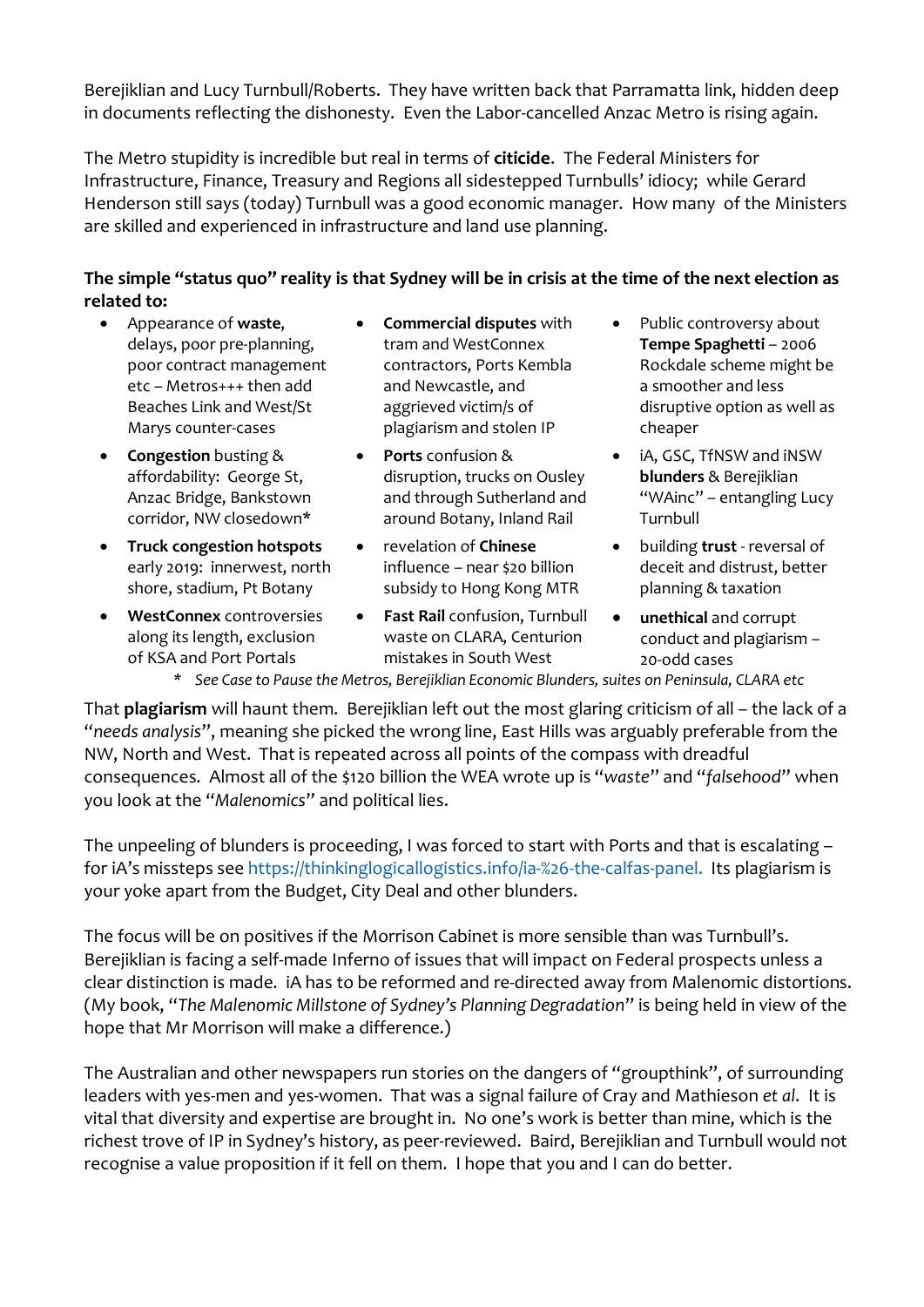Berejiklian and Lucy Turnbull/Roberts. They have written back that Parramatta link, hidden deep in documents reflecting the dishonesty. Even the Labor-cancelled Anzac Metro is rising again.

The Metro stupidity is incredible but real in terms of **citicide**. The Federal Ministers for Infrastructure, Finance, Treasury and Regions all sidestepped Turnbulls' idiocy; while Gerard Henderson still says (today) Turnbull was a good economic manager. How many of the Ministers are skilled and experienced in infrastructure and land use planning.

**The simple "status quo" reality is that Sydney will be in crisis at the time of the next election as related to:**

- Appearance of **waste**, delays, poor pre-planning, poor contract management etc – Metros+++ then add Beaches Link and West/St Marys counter-cases
- **Congestion** busting & affordability: George St, Anzac Bridge, Bankstown corridor, NW closedown*
- **Truck congestion hotspots** early 2019: innerwest, north shore, stadium, Pt Botany
- **WestConnex** controversies along its length, exclusion of KSA and Port Portals
- **Commercial disputes** with tram and WestConnex contractors, Ports Kembla and Newcastle, and aggrieved victim/s of plagiarism and stolen IP
- **Ports** confusion & disruption, trucks on Ousley and through Sutherland and around Botany, Inland Rail
- revelation of **Chinese** influence – near $20 billion subsidy to Hong Kong MTR
- **Fast Rail** confusion, Turnbull waste on CLARA, Centurion mistakes in South West
- Public controversy about **Tempe Spaghetti** – 2006 Rockdale scheme might be a smoother and less disruptive option as well as cheaper
- iA, GSC, TfNSW and iNSW **blunders** & Berejiklian "WAinc" – entangling Lucy Turnbull
- building **trust** - reversal of deceit and distrust, better planning & taxation
- **unethical** and corrupt conduct and plagiarism – 20-odd cases

\* *See Case to Pause the Metros, Berejiklian Economic Blunders, suites on Peninsula, CLARA etc*

That **plagiarism** will haunt them. Berejiklian left out the most glaring criticism of all – the lack of a "*needs analysis*", meaning she picked the wrong line, East Hills was arguably preferable from the NW, North and West. That is repeated across all points of the compass with dreadful consequences. Almost all of the $120 billion the WEA wrote up is "*waste*" and "*falsehood*" when you look at the "*Malenomics*" and political lies.

The unpeeling of blunders is proceeding, I was forced to start with Ports and that is escalating – for iA's missteps see https://thinkinglogicallogistics.info/ia-%26-the-calfas-panel. Its plagiarism is your yoke apart from the Budget, City Deal and other blunders.

The focus will be on positives if the Morrison Cabinet is more sensible than was Turnbull's. Berejiklian is facing a self-made Inferno of issues that will impact on Federal prospects unless a clear distinction is made. iA has to be reformed and re-directed away from Malenomic distortions. (My book, "*The Malenomic Millstone of Sydney's Planning Degradation*" is being held in view of the hope that Mr Morrison will make a difference.)

The Australian and other newspapers run stories on the dangers of "groupthink", of surrounding leaders with yes-men and yes-women. That was a signal failure of Cray and Mathieson *et al*. It is vital that diversity and expertise are brought in. No one's work is better than mine, which is the richest trove of IP in Sydney's history, as peer-reviewed. Baird, Berejiklian and Turnbull would not recognise a value proposition if it fell on them. I hope that you and I can do better.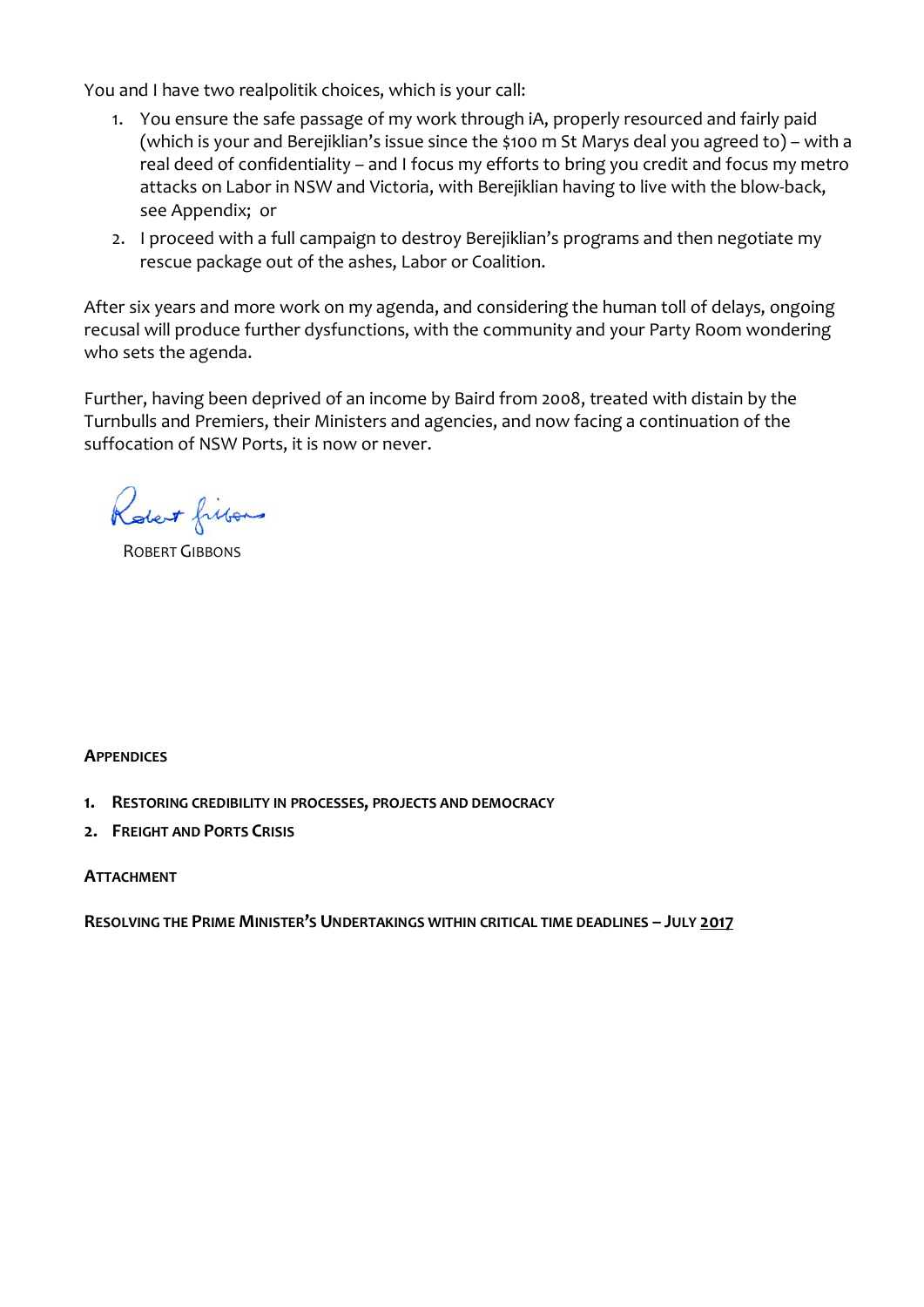You and I have two realpolitik choices, which is your call:

1. You ensure the safe passage of my work through iA, properly resourced and fairly paid (which is your and Berejiklian's issue since the $100 m St Marys deal you agreed to) – with a real deed of confidentiality – and I focus my efforts to bring you credit and focus my metro attacks on Labor in NSW and Victoria, with Berejiklian having to live with the blow-back, see Appendix; or
2. I proceed with a full campaign to destroy Berejiklian's programs and then negotiate my rescue package out of the ashes, Labor or Coalition.

After six years and more work on my agenda, and considering the human toll of delays, ongoing recusal will produce further dysfunctions, with the community and your Party Room wondering who sets the agenda.

Further, having been deprived of an income by Baird from 2008, treated with distain by the Turnbulls and Premiers, their Ministers and agencies, and now facing a continuation of the suffocation of NSW Ports, it is now or never.

Robert Gibbons

ROBERT GIBBONS

**APPENDICES**

1. **RESTORING CREDIBILITY IN PROCESSES, PROJECTS AND DEMOCRACY**
2. **FREIGHT AND PORTS CRISIS**

**ATTACHMENT**

**RESOLVING THE PRIME MINISTER'S UNDERTAKINGS WITHIN CRITICAL TIME DEADLINES – JULY 2017**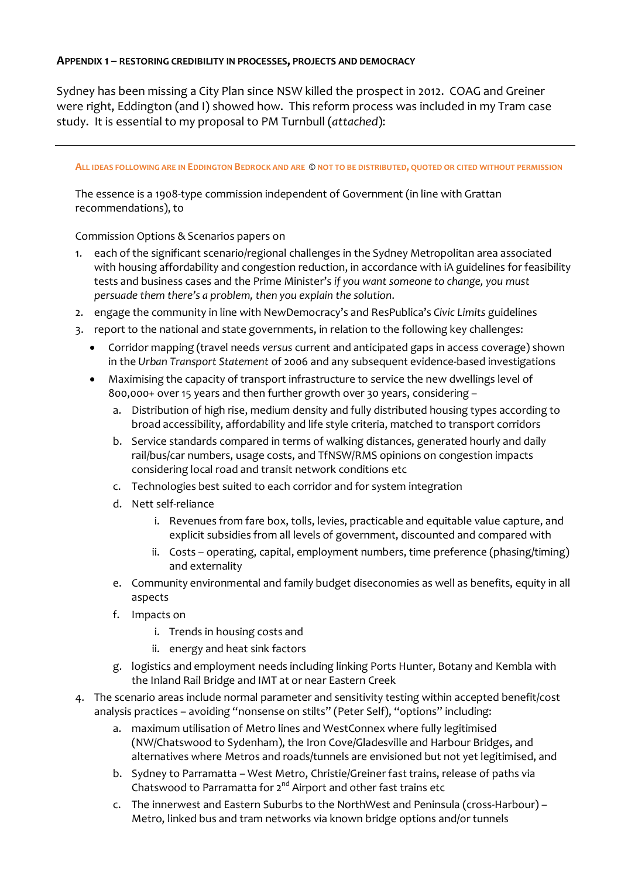**APPENDIX 1 – RESTORING CREDIBILITY IN PROCESSES, PROJECTS AND DEMOCRACY**

Sydney has been missing a City Plan since NSW killed the prospect in 2012. COAG and Greiner were right, Eddington (and I) showed how. This reform process was included in my Tram case study. It is essential to my proposal to PM Turnbull (*attached*):

---

ALL IDEAS FOLLOWING ARE IN EDDINGTON BEDROCK AND ARE © NOT TO BE DISTRIBUTED, QUOTED OR CITED WITHOUT PERMISSION

The essence is a 1908-type commission independent of Government (in line with Grattan recommendations), to

Commission Options & Scenarios papers on

1. each of the significant scenario/regional challenges in the Sydney Metropolitan area associated with housing affordability and congestion reduction, in accordance with iA guidelines for feasibility tests and business cases and the Prime Minister's *if you want someone to change, you must persuade them there's a problem, then you explain the solution*.
2. engage the community in line with NewDemocracy's and ResPublica's *Civic Limits* guidelines
3. report to the national and state governments, in relation to the following key challenges:
   - Corridor mapping (travel needs *versus* current and anticipated gaps in access coverage) shown in the *Urban Transport Statement* of 2006 and any subsequent evidence-based investigations
   - Maximising the capacity of transport infrastructure to service the new dwellings level of 800,000+ over 15 years and then further growth over 30 years, considering –
     a. Distribution of high rise, medium density and fully distributed housing types according to broad accessibility, affordability and life style criteria, matched to transport corridors
     b. Service standards compared in terms of walking distances, generated hourly and daily rail/bus/car numbers, usage costs, and TfNSW/RMS opinions on congestion impacts considering local road and transit network conditions etc
     c. Technologies best suited to each corridor and for system integration
     d. Nett self-reliance
        i. Revenues from fare box, tolls, levies, practicable and equitable value capture, and explicit subsidies from all levels of government, discounted and compared with
        ii. Costs – operating, capital, employment numbers, time preference (phasing/timing) and externality
     e. Community environmental and family budget diseconomies as well as benefits, equity in all aspects
     f. Impacts on
        i. Trends in housing costs and
        ii. energy and heat sink factors
     g. logistics and employment needs including linking Ports Hunter, Botany and Kembla with the Inland Rail Bridge and IMT at or near Eastern Creek
4. The scenario areas include normal parameter and sensitivity testing within accepted benefit/cost analysis practices – avoiding "nonsense on stilts" (Peter Self), "options" including:
   a. maximum utilisation of Metro lines and WestConnex where fully legitimised (NW/Chatswood to Sydenham), the Iron Cove/Gladesville and Harbour Bridges, and alternatives where Metros and roads/tunnels are envisioned but not yet legitimised, and
   b. Sydney to Parramatta – West Metro, Christie/Greiner fast trains, release of paths via Chatswood to Parramatta for 2nd Airport and other fast trains etc
   c. The innerwest and Eastern Suburbs to the NorthWest and Peninsula (cross-Harbour) – Metro, linked bus and tram networks via known bridge options and/or tunnels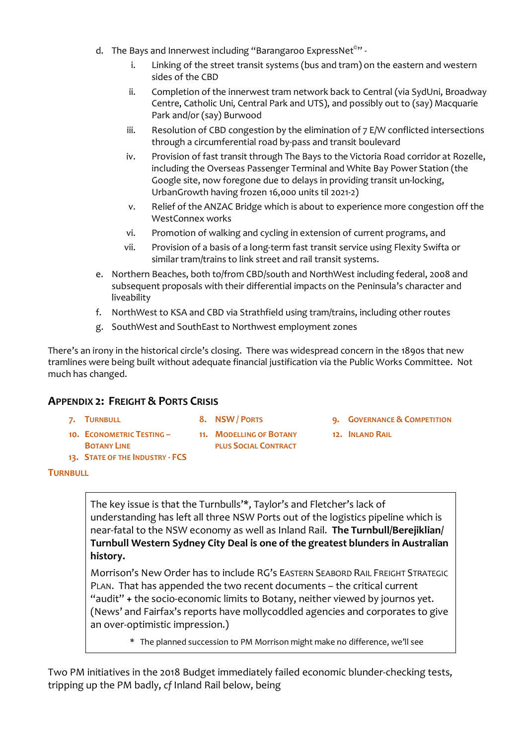d. The Bays and Innerwest including "Barangaroo ExpressNet©" -
    i. Linking of the street transit systems (bus and tram) on the eastern and western sides of the CBD
    ii. Completion of the innerwest tram network back to Central (via SydUni, Broadway Centre, Catholic Uni, Central Park and UTS), and possibly out to (say) Macquarie Park and/or (say) Burwood
    iii. Resolution of CBD congestion by the elimination of 7 E/W conflicted intersections through a circumferential road by-pass and transit boulevard
    iv. Provision of fast transit through The Bays to the Victoria Road corridor at Rozelle, including the Overseas Passenger Terminal and White Bay Power Station (the Google site, now foregone due to delays in providing transit un-locking, UrbanGrowth having frozen 16,000 units til 2021-2)
    v. Relief of the ANZAC Bridge which is about to experience more congestion off the WestConnex works
    vi. Promotion of walking and cycling in extension of current programs, and
    vii. Provision of a basis of a long-term fast transit service using Flexity Swifta or similar tram/trains to link street and rail transit systems.

e. Northern Beaches, both to/from CBD/south and NorthWest including federal, 2008 and subsequent proposals with their differential impacts on the Peninsula's character and liveability

f. NorthWest to KSA and CBD via Strathfield using tram/trains, including other routes

g. SouthWest and SouthEast to Northwest employment zones

There's an irony in the historical circle's closing. There was widespread concern in the 1890s that new tramlines were being built without adequate financial justification via the Public Works Committee. Not much has changed.

## Appendix 2: Freight & Ports Crisis

7. Turnbull
8. NSW / Ports
9. Governance & Competition
10. Econometric Testing – Botany Line
11. Modelling of Botany plus Social Contract
12. Inland Rail
13. State of the Industry - FCS

### Turnbull

> The key issue is that the Turnbulls'*, Taylor's and Fletcher's lack of understanding has left all three NSW Ports out of the logistics pipeline which is near-fatal to the NSW economy as well as Inland Rail. **The Turnbull/Berejiklian/ Turnbull Western Sydney City Deal is one of the greatest blunders in Australian history.**
>
> Morrison's New Order has to include RG's Eastern Seabord Rail Freight Strategic Plan. That has appended the two recent documents – the critical current "audit" **+** the socio-economic limits to Botany, neither viewed by journos yet. (News' and Fairfax's reports have mollycoddled agencies and corporates to give an over-optimistic impression.)
>
> \* The planned succession to PM Morrison might make no difference, we'll see

Two PM initiatives in the 2018 Budget immediately failed economic blunder-checking tests, tripping up the PM badly, *cf* Inland Rail below, being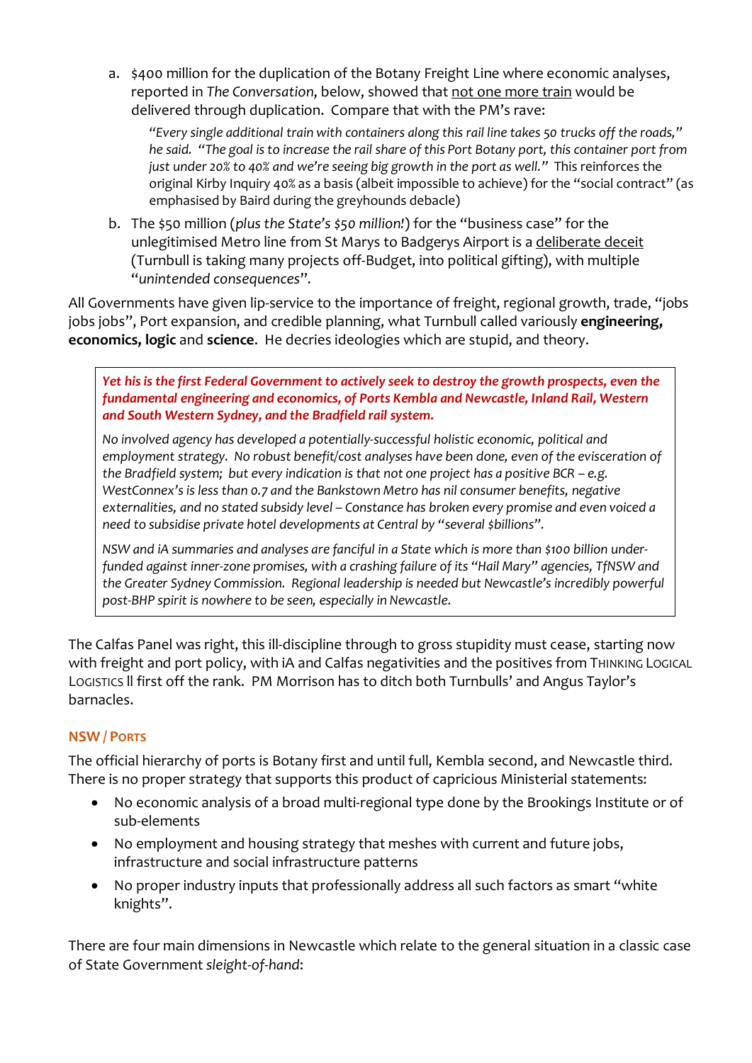a. $400 million for the duplication of the Botany Freight Line where economic analyses, reported in *The Conversation*, below, showed that <u>not one more train</u> would be delivered through duplication. Compare that with the PM's rave:

   > *"Every single additional train with containers along this rail line takes 50 trucks off the roads," he said. "The goal is to increase the rail share of this Port Botany port, this container port from just under 20% to 40% and we're seeing big growth in the port as well."* This reinforces the original Kirby Inquiry 40% as a basis (albeit impossible to achieve) for the "social contract" (as emphasised by Baird during the greyhounds debacle)

b. The $50 million (*plus the State's $50 million!*) for the "business case" for the unlegitimised Metro line from St Marys to Badgerys Airport is a <u>deliberate deceit</u> (Turnbull is taking many projects off-Budget, into political gifting), with multiple "*unintended consequences*".

All Governments have given lip-service to the importance of freight, regional growth, trade, "jobs jobs jobs", Port expansion, and credible planning, what Turnbull called variously **engineering, economics, logic** and **science**. He decries ideologies which are stupid, and theory.

> ***Yet his is the first Federal Government to actively seek to destroy the growth prospects, even the fundamental engineering and economics, of Ports Kembla and Newcastle, Inland Rail, Western and South Western Sydney, and the Bradfield rail system.***
>
> *No involved agency has developed a potentially-successful holistic economic, political and employment strategy. No robust benefit/cost analyses have been done, even of the evisceration of the Bradfield system; but every indication is that not one project has a positive BCR – e.g. WestConnex's is less than 0.7 and the Bankstown Metro has nil consumer benefits, negative externalities, and no stated subsidy level – Constance has broken every promise and even voiced a need to subsidise private hotel developments at Central by "several $billions".*
>
> *NSW and iA summaries and analyses are fanciful in a State which is more than $100 billion under-funded against inner-zone promises, with a crashing failure of its "Hail Mary" agencies, TfNSW and the Greater Sydney Commission. Regional leadership is needed but Newcastle's incredibly powerful post-BHP spirit is nowhere to be seen, especially in Newcastle.*

The Calfas Panel was right, this ill-discipline through to gross stupidity must cease, starting now with freight and port policy, with iA and Calfas negativities and the positives from THINKING LOGICAL LOGISTICS ll first off the rank. PM Morrison has to ditch both Turnbulls' and Angus Taylor's barnacles.

### NSW / PORTS

The official hierarchy of ports is Botany first and until full, Kembla second, and Newcastle third. There is no proper strategy that supports this product of capricious Ministerial statements:

- No economic analysis of a broad multi-regional type done by the Brookings Institute or of sub-elements
- No employment and housing strategy that meshes with current and future jobs, infrastructure and social infrastructure patterns
- No proper industry inputs that professionally address all such factors as smart "white knights".

There are four main dimensions in Newcastle which relate to the general situation in a classic case of State Government *sleight-of-hand*: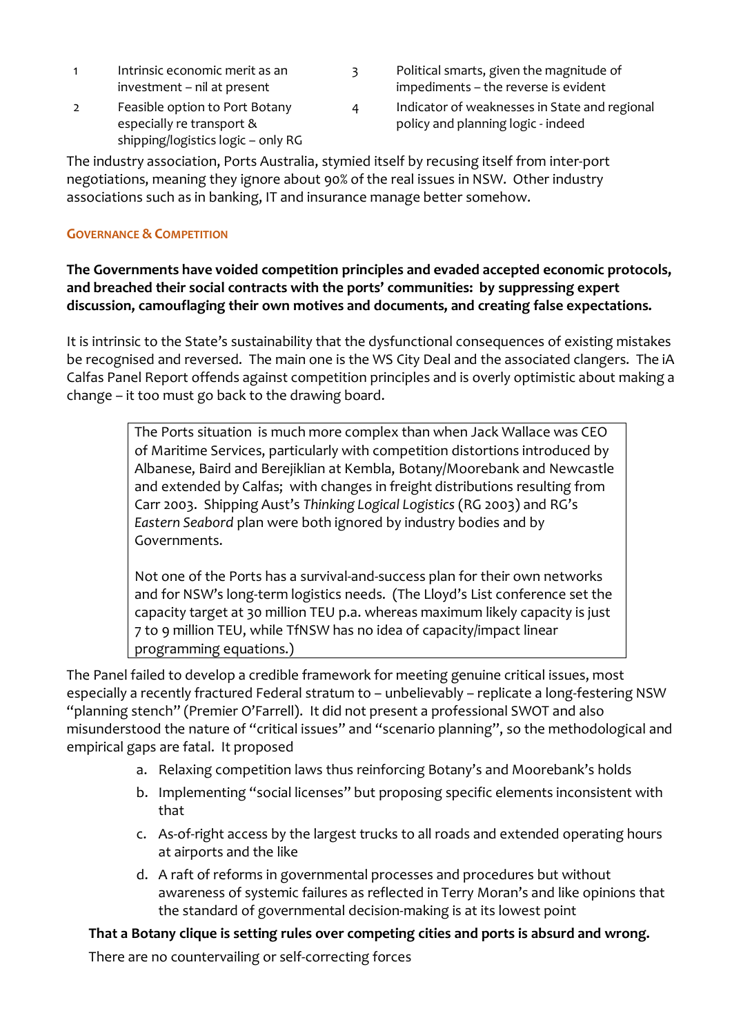1. Intrinsic economic merit as an investment – nil at present
2. Feasible option to Port Botany especially re transport & shipping/logistics logic – only RG
3. Political smarts, given the magnitude of impediments – the reverse is evident
4. Indicator of weaknesses in State and regional policy and planning logic - indeed

The industry association, Ports Australia, stymied itself by recusing itself from inter-port negotiations, meaning they ignore about 90% of the real issues in NSW. Other industry associations such as in banking, IT and insurance manage better somehow.

## GOVERNANCE & COMPETITION

**The Governments have voided competition principles and evaded accepted economic protocols, and breached their social contracts with the ports' communities: by suppressing expert discussion, camouflaging their own motives and documents, and creating false expectations.**

It is intrinsic to the State's sustainability that the dysfunctional consequences of existing mistakes be recognised and reversed. The main one is the WS City Deal and the associated clangers. The iA Calfas Panel Report offends against competition principles and is overly optimistic about making a change – it too must go back to the drawing board.

> The Ports situation is much more complex than when Jack Wallace was CEO of Maritime Services, particularly with competition distortions introduced by Albanese, Baird and Berejiklian at Kembla, Botany/Moorebank and Newcastle and extended by Calfas; with changes in freight distributions resulting from Carr 2003. Shipping Aust's *Thinking Logical Logistics* (RG 2003) and RG's *Eastern Seabord* plan were both ignored by industry bodies and by Governments.
>
> Not one of the Ports has a survival-and-success plan for their own networks and for NSW's long-term logistics needs. (The Lloyd's List conference set the capacity target at 30 million TEU p.a. whereas maximum likely capacity is just 7 to 9 million TEU, while TfNSW has no idea of capacity/impact linear programming equations.)

The Panel failed to develop a credible framework for meeting genuine critical issues, most especially a recently fractured Federal stratum to – unbelievably – replicate a long-festering NSW "planning stench" (Premier O'Farrell). It did not present a professional SWOT and also misunderstood the nature of "critical issues" and "scenario planning", so the methodological and empirical gaps are fatal. It proposed

a. Relaxing competition laws thus reinforcing Botany's and Moorebank's holds
b. Implementing "social licenses" but proposing specific elements inconsistent with that
c. As-of-right access by the largest trucks to all roads and extended operating hours at airports and the like
d. A raft of reforms in governmental processes and procedures but without awareness of systemic failures as reflected in Terry Moran's and like opinions that the standard of governmental decision-making is at its lowest point

**That a Botany clique is setting rules over competing cities and ports is absurd and wrong.**

There are no countervailing or self-correcting forces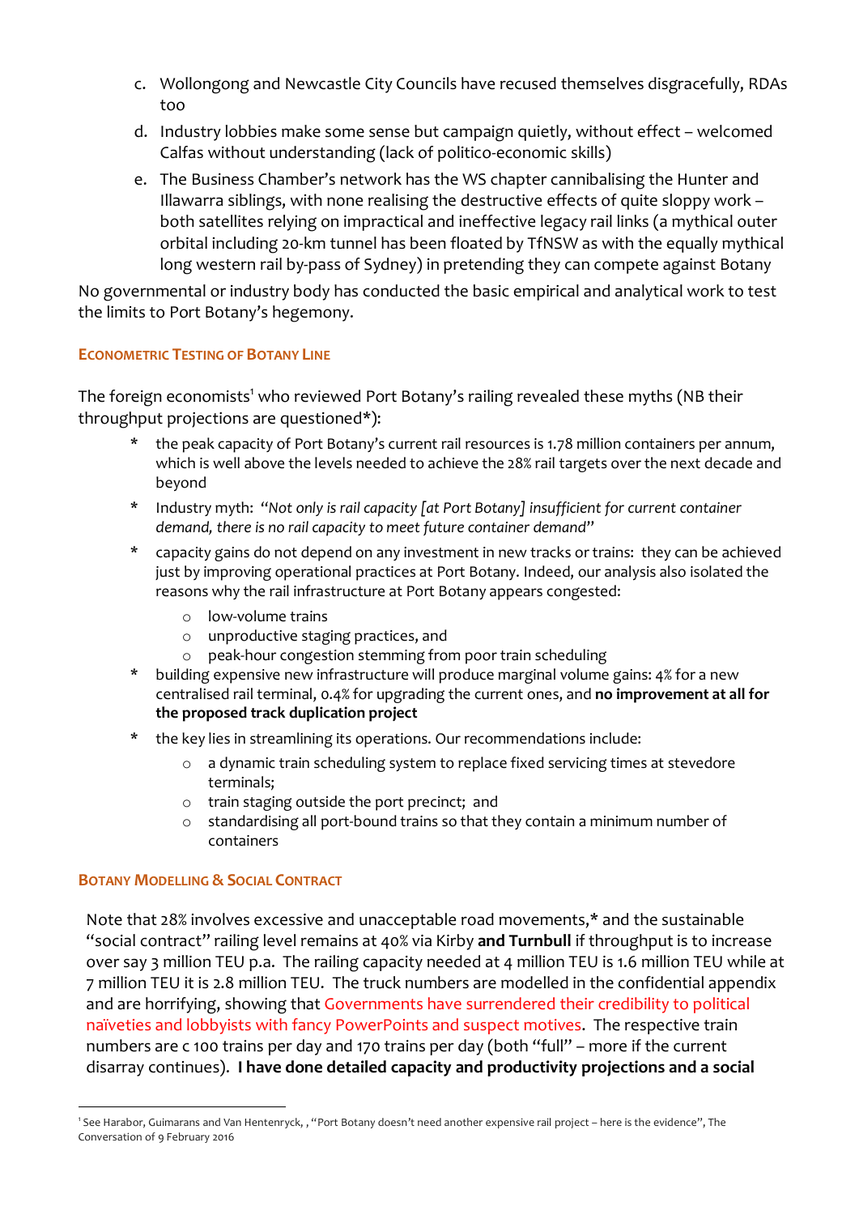c. Wollongong and Newcastle City Councils have recused themselves disgracefully, RDAs too
d. Industry lobbies make some sense but campaign quietly, without effect – welcomed Calfas without understanding (lack of politico-economic skills)
e. The Business Chamber's network has the WS chapter cannibalising the Hunter and Illawarra siblings, with none realising the destructive effects of quite sloppy work – both satellites relying on impractical and ineffective legacy rail links (a mythical outer orbital including 20-km tunnel has been floated by TfNSW as with the equally mythical long western rail by-pass of Sydney) in pretending they can compete against Botany

No governmental or industry body has conducted the basic empirical and analytical work to test the limits to Port Botany's hegemony.

### Econometric Testing of Botany Line

The foreign economists[1] who reviewed Port Botany's railing revealed these myths (NB their throughput projections are questioned*):

- the peak capacity of Port Botany's current rail resources is 1.78 million containers per annum, which is well above the levels needed to achieve the 28% rail targets over the next decade and beyond
- Industry myth: "*Not only is rail capacity [at Port Botany] insufficient for current container demand, there is no rail capacity to meet future container demand*"
- capacity gains do not depend on any investment in new tracks or trains: they can be achieved just by improving operational practices at Port Botany. Indeed, our analysis also isolated the reasons why the rail infrastructure at Port Botany appears congested:
  - low-volume trains
  - unproductive staging practices, and
  - peak-hour congestion stemming from poor train scheduling
- building expensive new infrastructure will produce marginal volume gains: 4% for a new centralised rail terminal, 0.4% for upgrading the current ones, and **no improvement at all for the proposed track duplication project**
- the key lies in streamlining its operations. Our recommendations include:
  - a dynamic train scheduling system to replace fixed servicing times at stevedore terminals;
  - train staging outside the port precinct; and
  - standardising all port-bound trains so that they contain a minimum number of containers

### Botany Modelling & Social Contract

Note that 28% involves excessive and unacceptable road movements,* and the sustainable "social contract" railing level remains at 40% via Kirby **and Turnbull** if throughput is to increase over say 3 million TEU p.a. The railing capacity needed at 4 million TEU is 1.6 million TEU while at 7 million TEU it is 2.8 million TEU. The truck numbers are modelled in the confidential appendix and are horrifying, showing that Governments have surrendered their credibility to political naïveties and lobbyists with fancy PowerPoints and suspect motives. The respective train numbers are c 100 trains per day and 170 trains per day (both "full" – more if the current disarray continues). **I have done detailed capacity and productivity projections and a social**

[1] See Harabor, Guimarans and Van Hentenryck, , "Port Botany doesn't need another expensive rail project – here is the evidence", The Conversation of 9 February 2016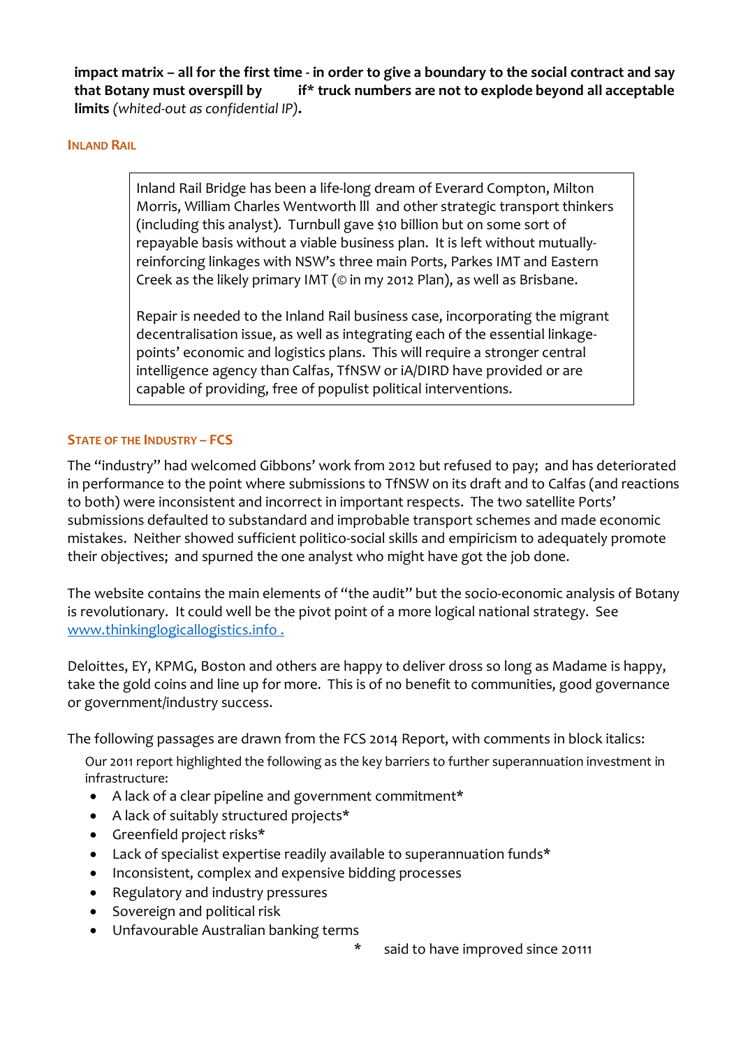**impact matrix – all for the first time - in order to give a boundary to the social contract and say that Botany must overspill by if* truck numbers are not to explode beyond all acceptable limits** *(whited-out as confidential IP)*.

### INLAND RAIL

> Inland Rail Bridge has been a life-long dream of Everard Compton, Milton Morris, William Charles Wentworth lll and other strategic transport thinkers (including this analyst). Turnbull gave $10 billion but on some sort of repayable basis without a viable business plan. It is left without mutually-reinforcing linkages with NSW's three main Ports, Parkes IMT and Eastern Creek as the likely primary IMT (© in my 2012 Plan), as well as Brisbane.
>
> Repair is needed to the Inland Rail business case, incorporating the migrant decentralisation issue, as well as integrating each of the essential linkage-points' economic and logistics plans. This will require a stronger central intelligence agency than Calfas, TfNSW or iA/DIRD have provided or are capable of providing, free of populist political interventions.

### STATE OF THE INDUSTRY – FCS

The "industry" had welcomed Gibbons' work from 2012 but refused to pay; and has deteriorated in performance to the point where submissions to TfNSW on its draft and to Calfas (and reactions to both) were inconsistent and incorrect in important respects. The two satellite Ports' submissions defaulted to substandard and improbable transport schemes and made economic mistakes. Neither showed sufficient politico-social skills and empiricism to adequately promote their objectives; and spurned the one analyst who might have got the job done.

The website contains the main elements of "the audit" but the socio-economic analysis of Botany is revolutionary. It could well be the pivot point of a more logical national strategy. See [www.thinkinglogicallogistics.info .](http://www.thinkinglogicallogistics.info)

Deloittes, EY, KPMG, Boston and others are happy to deliver dross so long as Madame is happy, take the gold coins and line up for more. This is of no benefit to communities, good governance or government/industry success.

The following passages are drawn from the FCS 2014 Report, with comments in block italics:

Our 2011 report highlighted the following as the key barriers to further superannuation investment in infrastructure:

- A lack of a clear pipeline and government commitment*
- A lack of suitably structured projects*
- Greenfield project risks*
- Lack of specialist expertise readily available to superannuation funds*
- Inconsistent, complex and expensive bidding processes
- Regulatory and industry pressures
- Sovereign and political risk
- Unfavourable Australian banking terms

\* said to have improved since 20111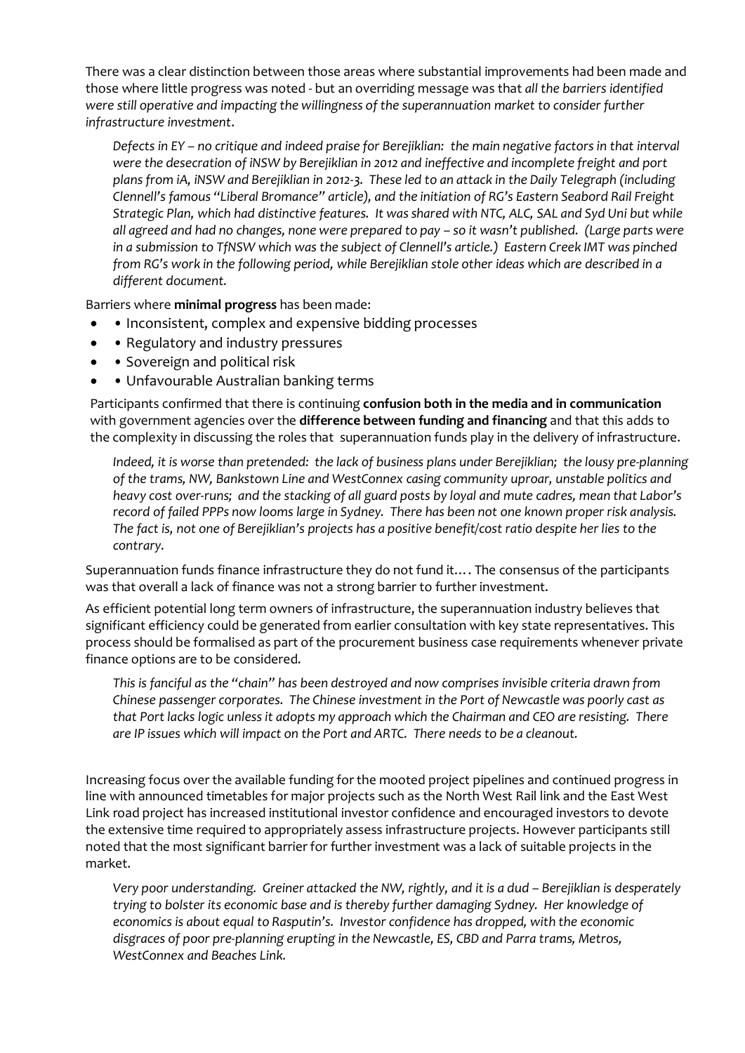There was a clear distinction between those areas where substantial improvements had been made and those where little progress was noted - but an overriding message was that *all the barriers identified were still operative and impacting the willingness of the superannuation market to consider further infrastructure investment*.

> *Defects in EY – no critique and indeed praise for Berejiklian: the main negative factors in that interval were the desecration of iNSW by Berejiklian in 2012 and ineffective and incomplete freight and port plans from iA, iNSW and Berejiklian in 2012-3. These led to an attack in the Daily Telegraph (including Clennell's famous "Liberal Bromance" article), and the initiation of RG's Eastern Seabord Rail Freight Strategic Plan, which had distinctive features. It was shared with NTC, ALC, SAL and Syd Uni but while all agreed and had no changes, none were prepared to pay – so it wasn't published. (Large parts were in a submission to TfNSW which was the subject of Clennell's article.) Eastern Creek IMT was pinched from RG's work in the following period, while Berejiklian stole other ideas which are described in a different document.*

Barriers where **minimal progress** has been made:

- • Inconsistent, complex and expensive bidding processes
- • Regulatory and industry pressures
- • Sovereign and political risk
- • Unfavourable Australian banking terms

Participants confirmed that there is continuing **confusion both in the media and in communication** with government agencies over the **difference between funding and financing** and that this adds to the complexity in discussing the roles that superannuation funds play in the delivery of infrastructure.

> *Indeed, it is worse than pretended: the lack of business plans under Berejiklian; the lousy pre-planning of the trams, NW, Bankstown Line and WestConnex casing community uproar, unstable politics and heavy cost over-runs; and the stacking of all guard posts by loyal and mute cadres, mean that Labor's record of failed PPPs now looms large in Sydney. There has been not one known proper risk analysis. The fact is, not one of Berejiklian's projects has a positive benefit/cost ratio despite her lies to the contrary.*

Superannuation funds finance infrastructure they do not fund it…. The consensus of the participants was that overall a lack of finance was not a strong barrier to further investment.

As efficient potential long term owners of infrastructure, the superannuation industry believes that significant efficiency could be generated from earlier consultation with key state representatives. This process should be formalised as part of the procurement business case requirements whenever private finance options are to be considered.

> *This is fanciful as the "chain" has been destroyed and now comprises invisible criteria drawn from Chinese passenger corporates. The Chinese investment in the Port of Newcastle was poorly cast as that Port lacks logic unless it adopts my approach which the Chairman and CEO are resisting. There are IP issues which will impact on the Port and ARTC. There needs to be a cleanout.*

Increasing focus over the available funding for the mooted project pipelines and continued progress in line with announced timetables for major projects such as the North West Rail link and the East West Link road project has increased institutional investor confidence and encouraged investors to devote the extensive time required to appropriately assess infrastructure projects. However participants still noted that the most significant barrier for further investment was a lack of suitable projects in the market.

> *Very poor understanding. Greiner attacked the NW, rightly, and it is a dud – Berejiklian is desperately trying to bolster its economic base and is thereby further damaging Sydney. Her knowledge of economics is about equal to Rasputin's. Investor confidence has dropped, with the economic disgraces of poor pre-planning erupting in the Newcastle, ES, CBD and Parra trams, Metros, WestConnex and Beaches Link.*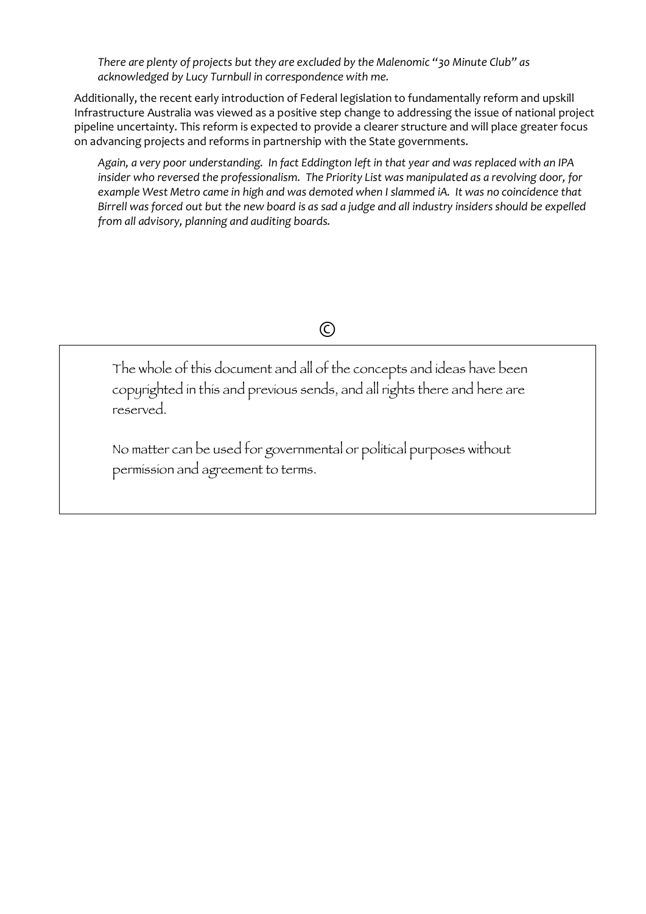*There are plenty of projects but they are excluded by the Malenomic "30 Minute Club" as acknowledged by Lucy Turnbull in correspondence with me.*

Additionally, the recent early introduction of Federal legislation to fundamentally reform and upskill Infrastructure Australia was viewed as a positive step change to addressing the issue of national project pipeline uncertainty. This reform is expected to provide a clearer structure and will place greater focus on advancing projects and reforms in partnership with the State governments.

*Again, a very poor understanding. In fact Eddington left in that year and was replaced with an IPA insider who reversed the professionalism. The Priority List was manipulated as a revolving door, for example West Metro came in high and was demoted when I slammed iA. It was no coincidence that Birrell was forced out but the new board is as sad a judge and all industry insiders should be expelled from all advisory, planning and auditing boards.*

©

The whole of this document and all of the concepts and ideas have been copyrighted in this and previous sends, and all rights there and here are reserved.

No matter can be used for governmental or political purposes without permission and agreement to terms.